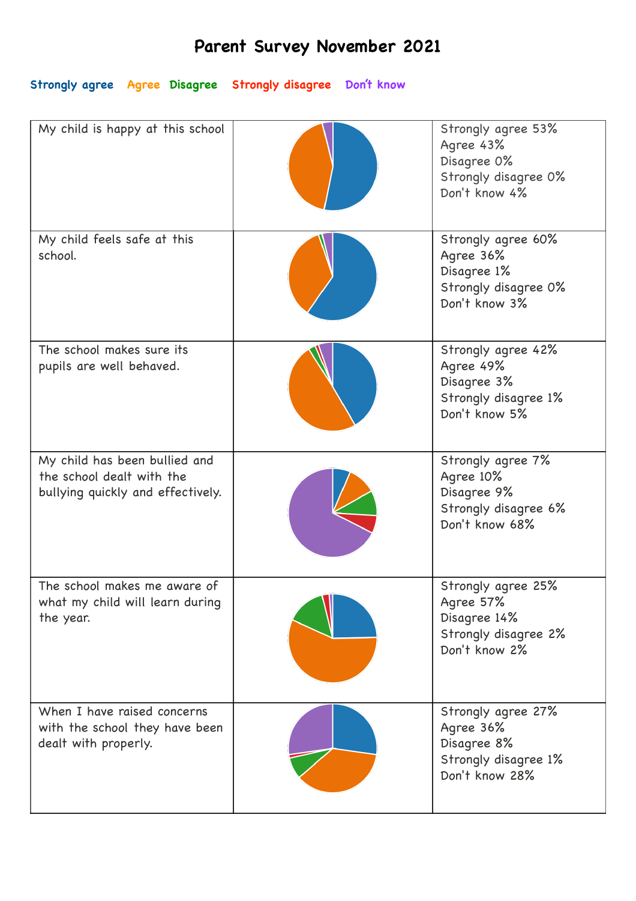# Parent Survey November 2021

Strongly agree Agree Disagree Strongly disagree Don't know

| | | |
|---|---|---|
| My child is happy at this school | | Strongly agree 53%<br>Agree 43%<br>Disagree 0%<br>Strongly disagree 0%<br>Don't know 4% |
| My child feels safe at this school. | | Strongly agree 60%<br>Agree 36%<br>Disagree 1%<br>Strongly disagree 0%<br>Don't know 3% |
| The school makes sure its pupils are well behaved. | | Strongly agree 42%<br>Agree 49%<br>Disagree 3%<br>Strongly disagree 1%<br>Don't know 5% |
| My child has been bullied and the school dealt with the bullying quickly and effectively. | | Strongly agree 7%<br>Agree 10%<br>Disagree 9%<br>Strongly disagree 6%<br>Don't know 68% |
| The school makes me aware of what my child will learn during the year. | | Strongly agree 25%<br>Agree 57%<br>Disagree 14%<br>Strongly disagree 2%<br>Don't know 2% |
| When I have raised concerns with the school they have been dealt with properly. | | Strongly agree 27%<br>Agree 36%<br>Disagree 8%<br>Strongly disagree 1%<br>Don't know 28% |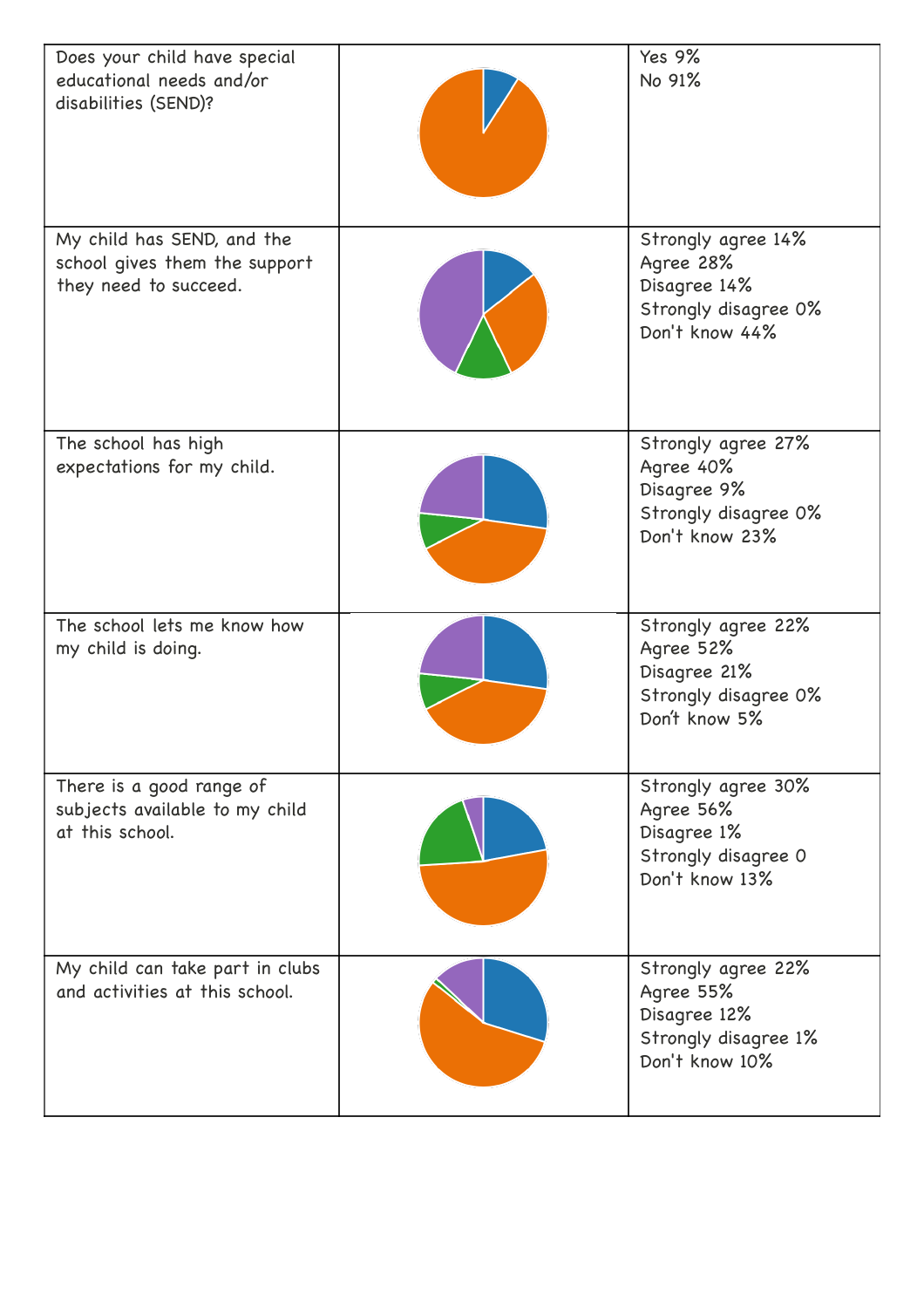| Question | Chart | Responses |
| --- | --- | --- |
| Does your child have special educational needs and/or disabilities (SEND)? | | Yes 9%<br>No 91% |
| My child has SEND, and the school gives them the support they need to succeed. | | Strongly agree 14%<br>Agree 28%<br>Disagree 14%<br>Strongly disagree 0%<br>Don't know 44% |
| The school has high expectations for my child. | | Strongly agree 27%<br>Agree 40%<br>Disagree 9%<br>Strongly disagree 0%<br>Don't know 23% |
| The school lets me know how my child is doing. | | Strongly agree 22%<br>Agree 52%<br>Disagree 21%<br>Strongly disagree 0%<br>Don't know 5% |
| There is a good range of subjects available to my child at this school. | | Strongly agree 30%<br>Agree 56%<br>Disagree 1%<br>Strongly disagree 0<br>Don't know 13% |
| My child can take part in clubs and activities at this school. | | Strongly agree 22%<br>Agree 55%<br>Disagree 12%<br>Strongly disagree 1%<br>Don't know 10% |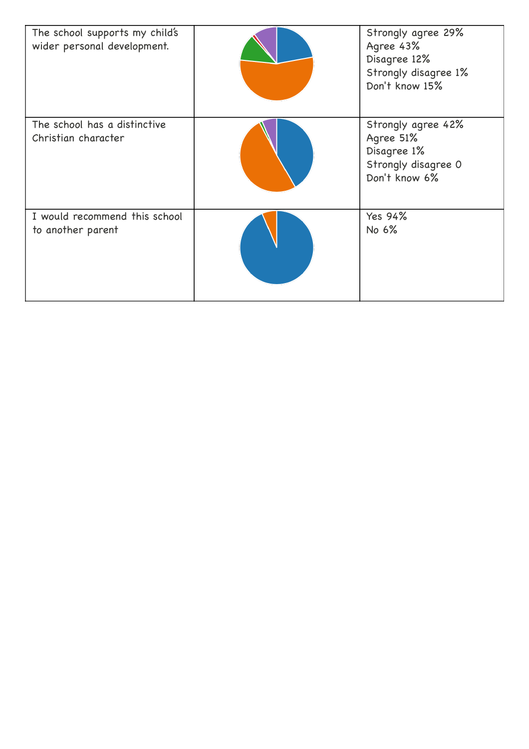| | | |
|---|---|---|
| The school supports my child's wider personal development. | | Strongly agree 29%<br>Agree 43%<br>Disagree 12%<br>Strongly disagree 1%<br>Don't know 15% |
| The school has a distinctive Christian character | | Strongly agree 42%<br>Agree 51%<br>Disagree 1%<br>Strongly disagree 0<br>Don't know 6% |
| I would recommend this school to another parent | | Yes 94%<br>No 6% |